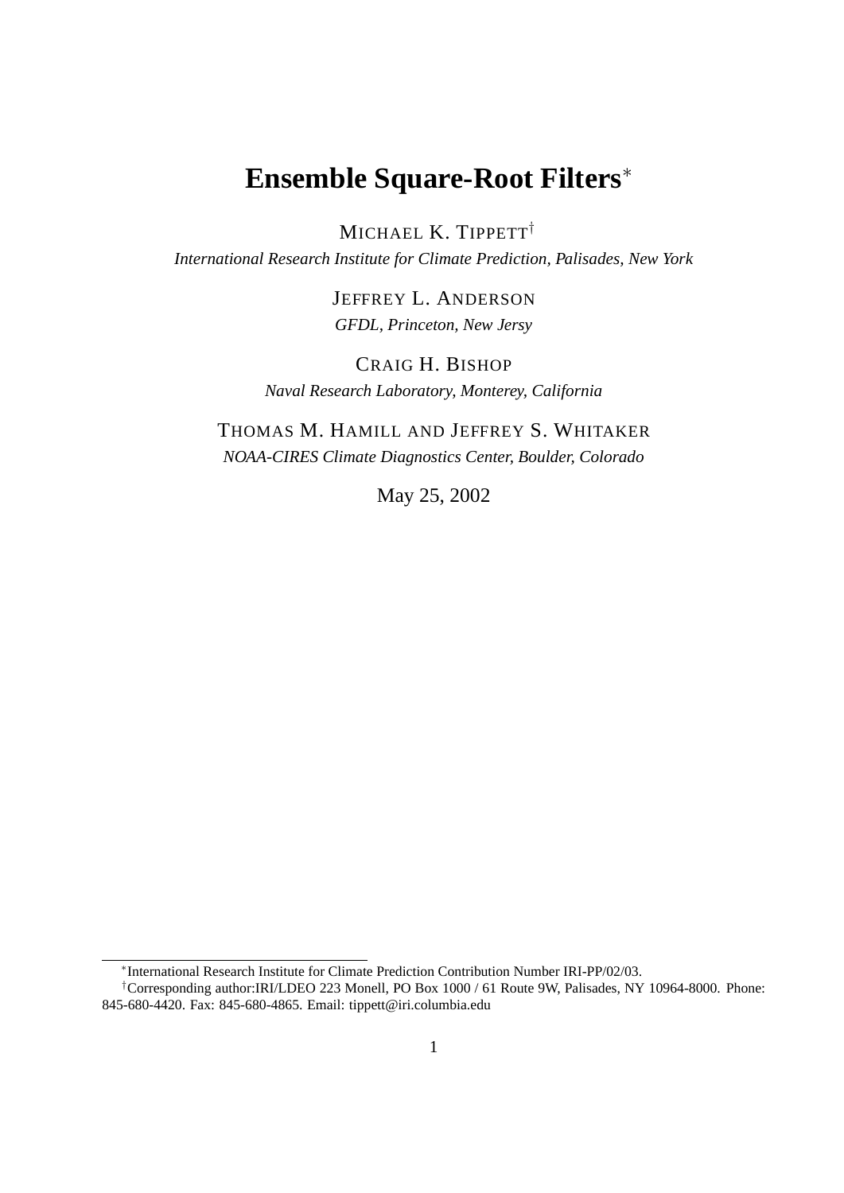# Ensemble Square-Root Filters[*]

MICHAEL K. TIPPETT[†]

*International Research Institute for Climate Prediction, Palisades, New York*

JEFFREY L. ANDERSON

*GFDL, Princeton, New Jersy*

CRAIG H. BISHOP

*Naval Research Laboratory, Monterey, California*

THOMAS M. HAMILL AND JEFFREY S. WHITAKER

*NOAA-CIRES Climate Diagnostics Center, Boulder, Colorado*

May 25, 2002

---

[*] International Research Institute for Climate Prediction Contribution Number IRI-PP/02/03.

[†] Corresponding author:IRI/LDEO 223 Monell, PO Box 1000 / 61 Route 9W, Palisades, NY 10964-8000. Phone: 845-680-4420. Fax: 845-680-4865. Email: tippett@iri.columbia.edu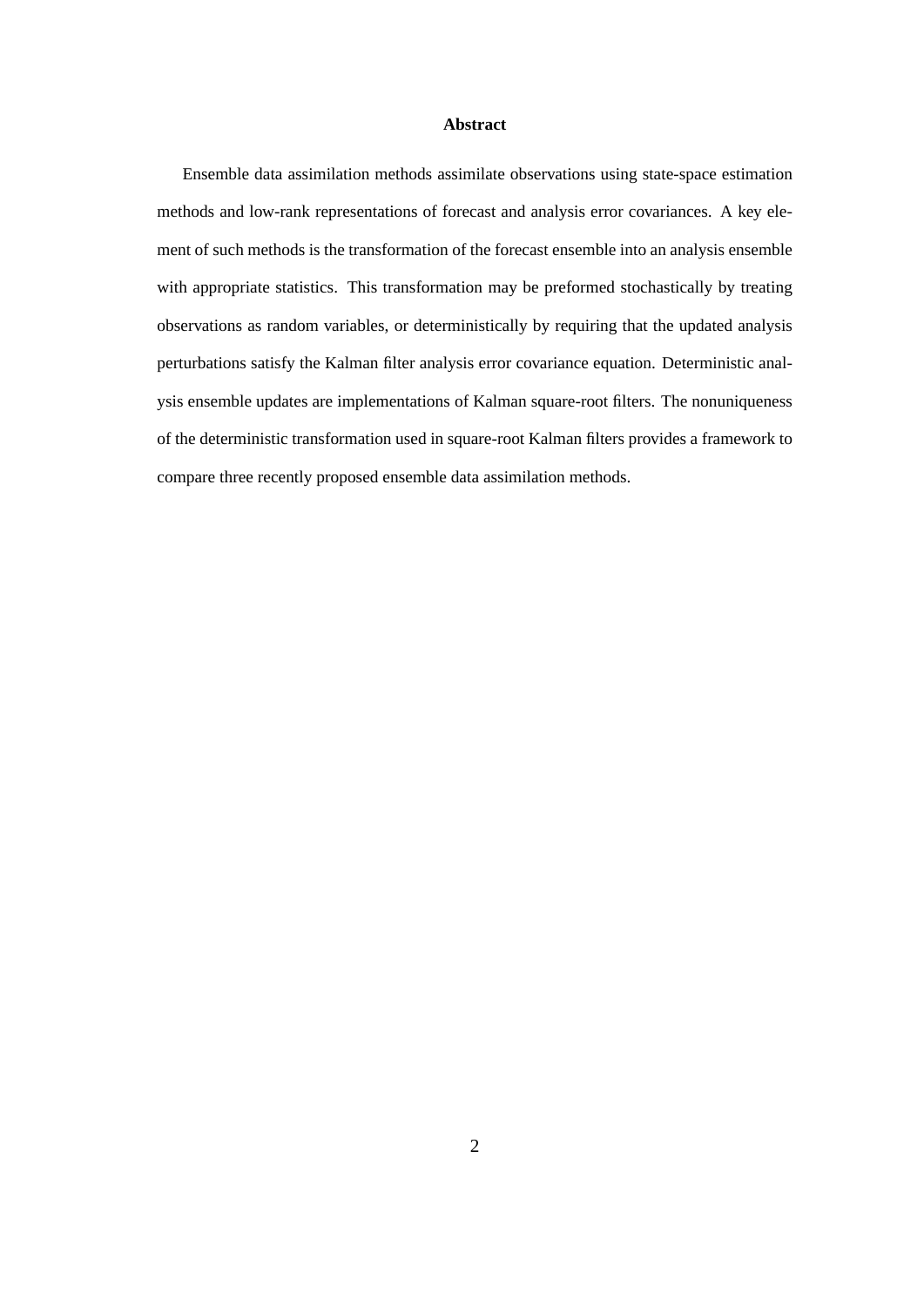**Abstract**

Ensemble data assimilation methods assimilate observations using state-space estimation methods and low-rank representations of forecast and analysis error covariances. A key element of such methods is the transformation of the forecast ensemble into an analysis ensemble with appropriate statistics. This transformation may be preformed stochastically by treating observations as random variables, or deterministically by requiring that the updated analysis perturbations satisfy the Kalman filter analysis error covariance equation. Deterministic analysis ensemble updates are implementations of Kalman square-root filters. The nonuniqueness of the deterministic transformation used in square-root Kalman filters provides a framework to compare three recently proposed ensemble data assimilation methods.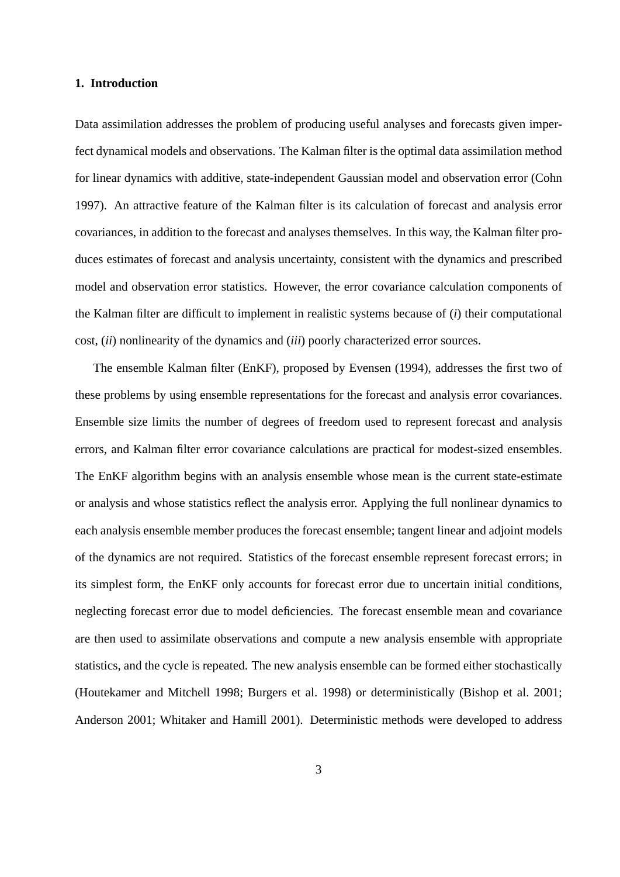## 1. Introduction

Data assimilation addresses the problem of producing useful analyses and forecasts given imperfect dynamical models and observations. The Kalman filter is the optimal data assimilation method for linear dynamics with additive, state-independent Gaussian model and observation error (Cohn 1997). An attractive feature of the Kalman filter is its calculation of forecast and analysis error covariances, in addition to the forecast and analyses themselves. In this way, the Kalman filter produces estimates of forecast and analysis uncertainty, consistent with the dynamics and prescribed model and observation error statistics. However, the error covariance calculation components of the Kalman filter are difficult to implement in realistic systems because of (*i*) their computational cost, (*ii*) nonlinearity of the dynamics and (*iii*) poorly characterized error sources.

The ensemble Kalman filter (EnKF), proposed by Evensen (1994), addresses the first two of these problems by using ensemble representations for the forecast and analysis error covariances. Ensemble size limits the number of degrees of freedom used to represent forecast and analysis errors, and Kalman filter error covariance calculations are practical for modest-sized ensembles. The EnKF algorithm begins with an analysis ensemble whose mean is the current state-estimate or analysis and whose statistics reflect the analysis error. Applying the full nonlinear dynamics to each analysis ensemble member produces the forecast ensemble; tangent linear and adjoint models of the dynamics are not required. Statistics of the forecast ensemble represent forecast errors; in its simplest form, the EnKF only accounts for forecast error due to uncertain initial conditions, neglecting forecast error due to model deficiencies. The forecast ensemble mean and covariance are then used to assimilate observations and compute a new analysis ensemble with appropriate statistics, and the cycle is repeated. The new analysis ensemble can be formed either stochastically (Houtekamer and Mitchell 1998; Burgers et al. 1998) or deterministically (Bishop et al. 2001; Anderson 2001; Whitaker and Hamill 2001). Deterministic methods were developed to address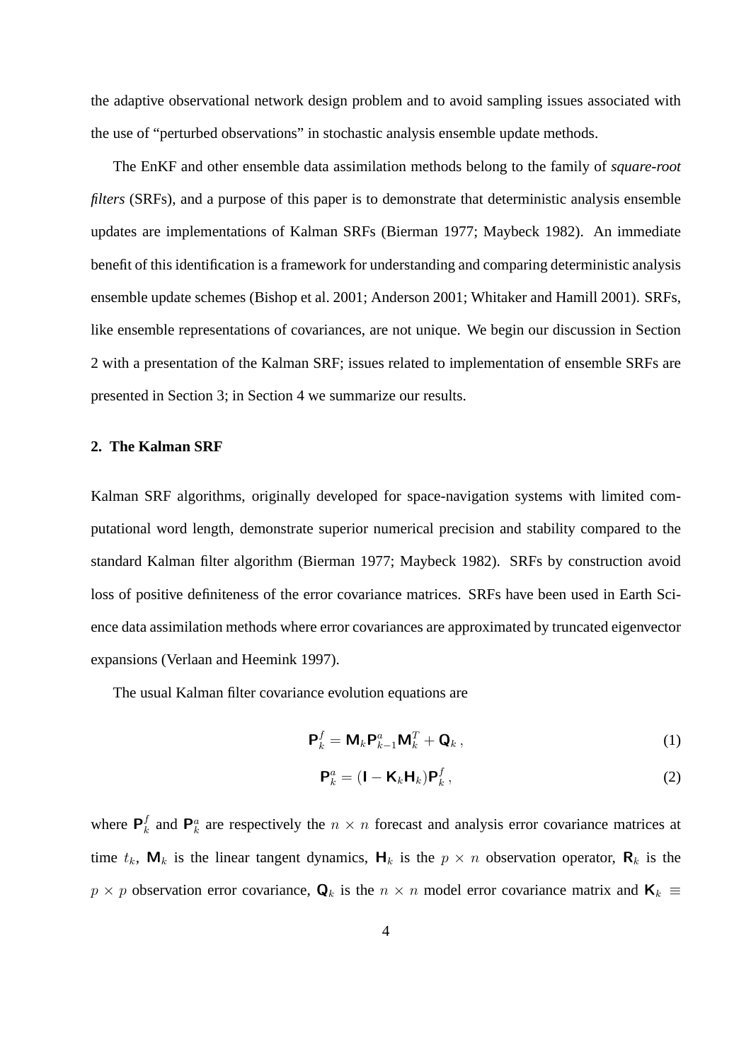the adaptive observational network design problem and to avoid sampling issues associated with the use of "perturbed observations" in stochastic analysis ensemble update methods.

The EnKF and other ensemble data assimilation methods belong to the family of *square-root filters* (SRFs), and a purpose of this paper is to demonstrate that deterministic analysis ensemble updates are implementations of Kalman SRFs (Bierman 1977; Maybeck 1982). An immediate benefit of this identification is a framework for understanding and comparing deterministic analysis ensemble update schemes (Bishop et al. 2001; Anderson 2001; Whitaker and Hamill 2001). SRFs, like ensemble representations of covariances, are not unique. We begin our discussion in Section 2 with a presentation of the Kalman SRF; issues related to implementation of ensemble SRFs are presented in Section 3; in Section 4 we summarize our results.

## 2. The Kalman SRF

Kalman SRF algorithms, originally developed for space-navigation systems with limited computational word length, demonstrate superior numerical precision and stability compared to the standard Kalman filter algorithm (Bierman 1977; Maybeck 1982). SRFs by construction avoid loss of positive definiteness of the error covariance matrices. SRFs have been used in Earth Science data assimilation methods where error covariances are approximated by truncated eigenvector expansions (Verlaan and Heemink 1997).

The usual Kalman filter covariance evolution equations are

$$\mathsf{P}_k^f = \mathsf{M}_k \mathsf{P}_{k-1}^a \mathsf{M}_k^T + \mathsf{Q}_k \,, \tag{1}$$

$$\mathsf{P}_k^a = (\mathsf{I} - \mathsf{K}_k \mathsf{H}_k) \mathsf{P}_k^f \,, \tag{2}$$

where $\mathsf{P}_k^f$ and $\mathsf{P}_k^a$ are respectively the $n \times n$ forecast and analysis error covariance matrices at time $t_k$, $\mathsf{M}_k$ is the linear tangent dynamics, $\mathsf{H}_k$ is the $p \times n$ observation operator, $\mathsf{R}_k$ is the $p \times p$ observation error covariance, $\mathsf{Q}_k$ is the $n \times n$ model error covariance matrix and $\mathsf{K}_k \equiv$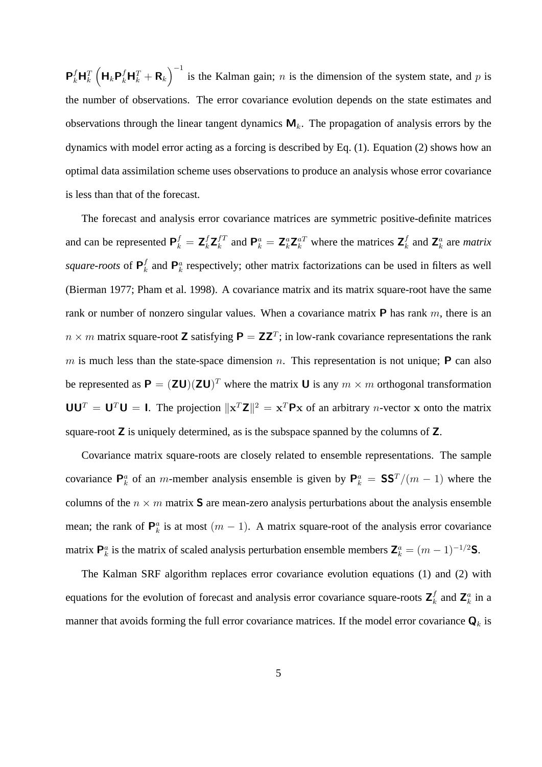$\mathbf{P}_k^f \mathbf{H}_k^T \left( \mathbf{H}_k \mathbf{P}_k^f \mathbf{H}_k^T + \mathbf{R}_k \right)^{-1}$ is the Kalman gain; $n$ is the dimension of the system state, and $p$ is the number of observations. The error covariance evolution depends on the state estimates and observations through the linear tangent dynamics $\mathbf{M}_k$. The propagation of analysis errors by the dynamics with model error acting as a forcing is described by Eq. (1). Equation (2) shows how an optimal data assimilation scheme uses observations to produce an analysis whose error covariance is less than that of the forecast.

The forecast and analysis error covariance matrices are symmetric positive-definite matrices and can be represented $\mathbf{P}_k^f = \mathbf{Z}_k^f \mathbf{Z}_k^{fT}$ and $\mathbf{P}_k^a = \mathbf{Z}_k^a \mathbf{Z}_k^{aT}$ where the matrices $\mathbf{Z}_k^f$ and $\mathbf{Z}_k^a$ are *matrix square-roots* of $\mathbf{P}_k^f$ and $\mathbf{P}_k^a$ respectively; other matrix factorizations can be used in filters as well (Bierman 1977; Pham et al. 1998). A covariance matrix and its matrix square-root have the same rank or number of nonzero singular values. When a covariance matrix $\mathbf{P}$ has rank $m$, there is an $n \times m$ matrix square-root $\mathbf{Z}$ satisfying $\mathbf{P} = \mathbf{Z}\mathbf{Z}^T$; in low-rank covariance representations the rank $m$ is much less than the state-space dimension $n$. This representation is not unique; $\mathbf{P}$ can also be represented as $\mathbf{P} = (\mathbf{Z}\mathbf{U})(\mathbf{Z}\mathbf{U})^T$ where the matrix $\mathbf{U}$ is any $m \times m$ orthogonal transformation $\mathbf{U}\mathbf{U}^T = \mathbf{U}^T\mathbf{U} = \mathbf{I}$. The projection $\|\mathbf{x}^T\mathbf{Z}\|^2 = \mathbf{x}^T\mathbf{P}\mathbf{x}$ of an arbitrary $n$-vector $\mathbf{x}$ onto the matrix square-root $\mathbf{Z}$ is uniquely determined, as is the subspace spanned by the columns of $\mathbf{Z}$.

Covariance matrix square-roots are closely related to ensemble representations. The sample covariance $\mathbf{P}_k^a$ of an $m$-member analysis ensemble is given by $\mathbf{P}_k^a = \mathbf{S}\mathbf{S}^T/(m-1)$ where the columns of the $n \times m$ matrix $\mathbf{S}$ are mean-zero analysis perturbations about the analysis ensemble mean; the rank of $\mathbf{P}_k^a$ is at most $(m-1)$. A matrix square-root of the analysis error covariance matrix $\mathbf{P}_k^a$ is the matrix of scaled analysis perturbation ensemble members $\mathbf{Z}_k^a = (m-1)^{-1/2}\mathbf{S}$.

The Kalman SRF algorithm replaces error covariance evolution equations (1) and (2) with equations for the evolution of forecast and analysis error covariance square-roots $\mathbf{Z}_k^f$ and $\mathbf{Z}_k^a$ in a manner that avoids forming the full error covariance matrices. If the model error covariance $\mathbf{Q}_k$ is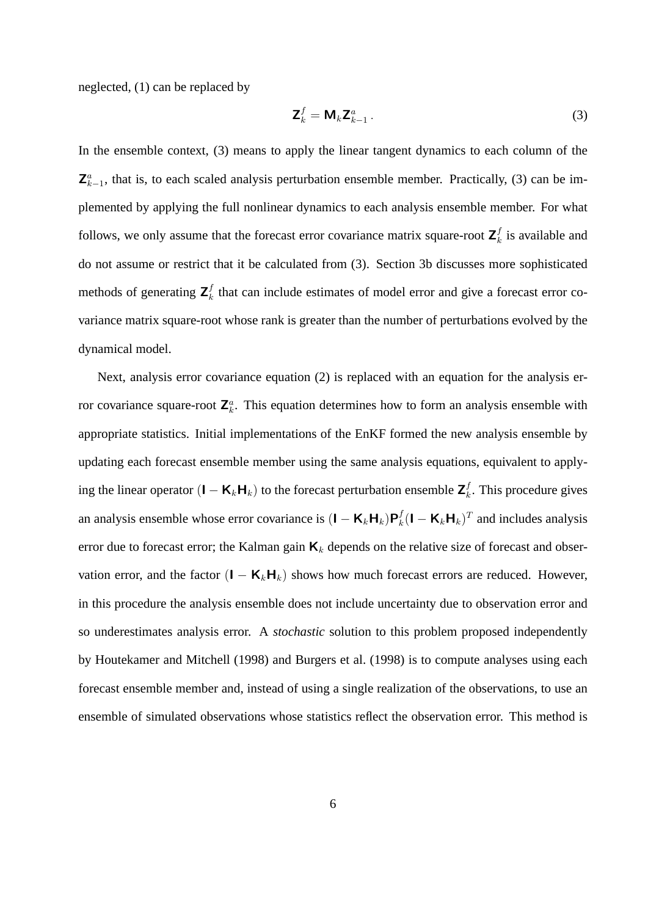neglected, (1) can be replaced by

$$\mathbf{Z}_k^f = \mathbf{M}_k \mathbf{Z}_{k-1}^a \,. \tag{3}$$

In the ensemble context, (3) means to apply the linear tangent dynamics to each column of the $\mathbf{Z}_{k-1}^a$, that is, to each scaled analysis perturbation ensemble member. Practically, (3) can be implemented by applying the full nonlinear dynamics to each analysis ensemble member. For what follows, we only assume that the forecast error covariance matrix square-root $\mathbf{Z}_k^f$ is available and do not assume or restrict that it be calculated from (3). Section 3b discusses more sophisticated methods of generating $\mathbf{Z}_k^f$ that can include estimates of model error and give a forecast error covariance matrix square-root whose rank is greater than the number of perturbations evolved by the dynamical model.

Next, analysis error covariance equation (2) is replaced with an equation for the analysis error covariance square-root $\mathbf{Z}_k^a$. This equation determines how to form an analysis ensemble with appropriate statistics. Initial implementations of the EnKF formed the new analysis ensemble by updating each forecast ensemble member using the same analysis equations, equivalent to applying the linear operator $(\mathbf{I} - \mathbf{K}_k\mathbf{H}_k)$ to the forecast perturbation ensemble $\mathbf{Z}_k^f$. This procedure gives an analysis ensemble whose error covariance is $(\mathbf{I} - \mathbf{K}_k\mathbf{H}_k)\mathbf{P}_k^f(\mathbf{I} - \mathbf{K}_k\mathbf{H}_k)^T$ and includes analysis error due to forecast error; the Kalman gain $\mathbf{K}_k$ depends on the relative size of forecast and observation error, and the factor $(\mathbf{I} - \mathbf{K}_k\mathbf{H}_k)$ shows how much forecast errors are reduced. However, in this procedure the analysis ensemble does not include uncertainty due to observation error and so underestimates analysis error. A *stochastic* solution to this problem proposed independently by Houtekamer and Mitchell (1998) and Burgers et al. (1998) is to compute analyses using each forecast ensemble member and, instead of using a single realization of the observations, to use an ensemble of simulated observations whose statistics reflect the observation error. This method is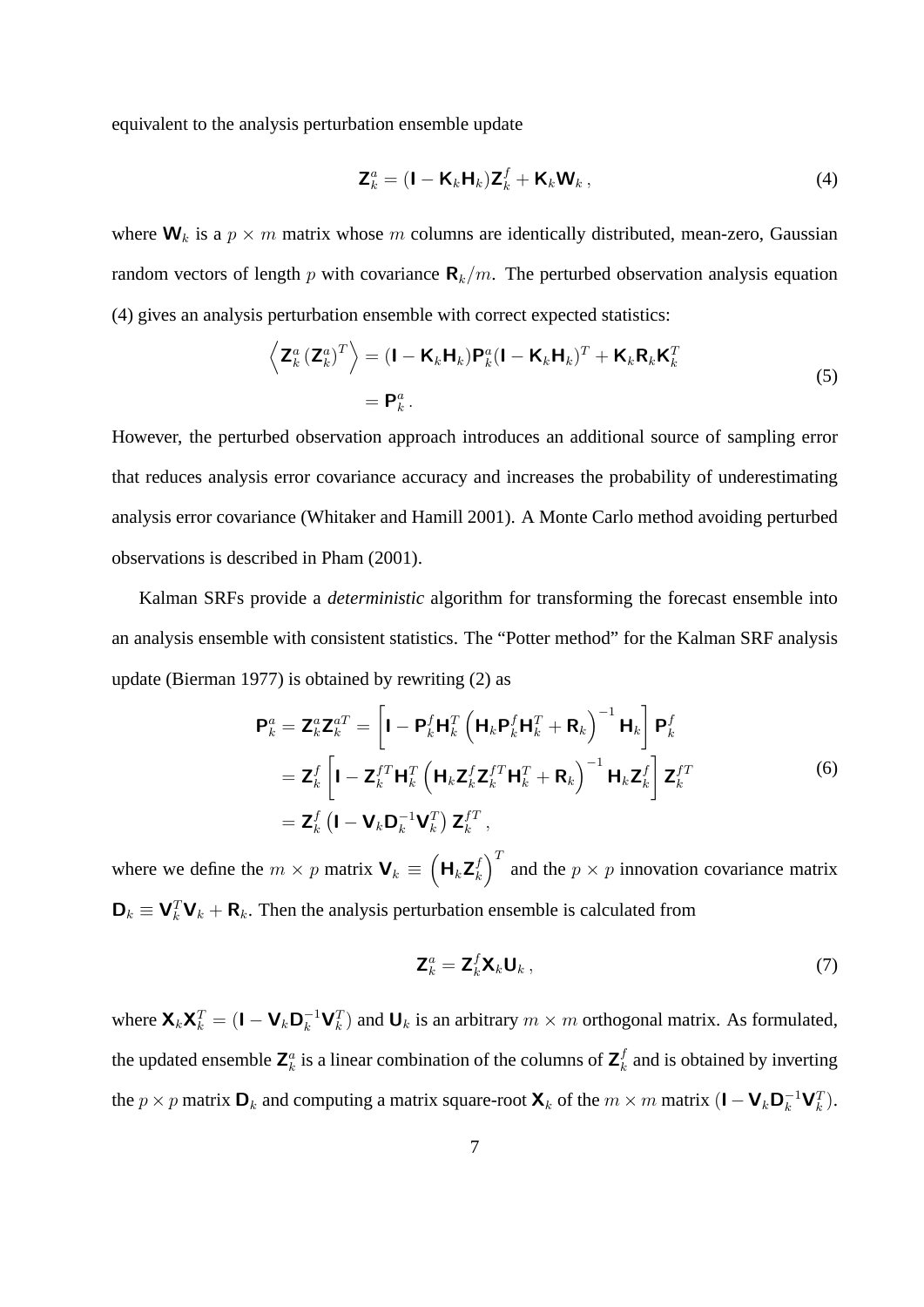equivalent to the analysis perturbation ensemble update

$$\mathbf{Z}_k^a = (\mathbf{I} - \mathbf{K}_k \mathbf{H}_k) \mathbf{Z}_k^f + \mathbf{K}_k \mathbf{W}_k \,, \tag{4}$$

where $\mathbf{W}_k$ is a $p \times m$ matrix whose $m$ columns are identically distributed, mean-zero, Gaussian random vectors of length $p$ with covariance $\mathbf{R}_k/m$. The perturbed observation analysis equation (4) gives an analysis perturbation ensemble with correct expected statistics:

$$\begin{aligned} \left\langle \mathbf{Z}_k^a \left(\mathbf{Z}_k^a\right)^T \right\rangle &= (\mathbf{I} - \mathbf{K}_k \mathbf{H}_k) \mathbf{P}_k^a (\mathbf{I} - \mathbf{K}_k \mathbf{H}_k)^T + \mathbf{K}_k \mathbf{R}_k \mathbf{K}_k^T \\ &= \mathbf{P}_k^a \,. \end{aligned} \tag{5}$$

However, the perturbed observation approach introduces an additional source of sampling error that reduces analysis error covariance accuracy and increases the probability of underestimating analysis error covariance (Whitaker and Hamill 2001). A Monte Carlo method avoiding perturbed observations is described in Pham (2001).

Kalman SRFs provide a *deterministic* algorithm for transforming the forecast ensemble into an analysis ensemble with consistent statistics. The "Potter method" for the Kalman SRF analysis update (Bierman 1977) is obtained by rewriting (2) as

$$\begin{aligned} \mathbf{P}_k^a = \mathbf{Z}_k^a \mathbf{Z}_k^{aT} &= \left[ \mathbf{I} - \mathbf{P}_k^f \mathbf{H}_k^T \left( \mathbf{H}_k \mathbf{P}_k^f \mathbf{H}_k^T + \mathbf{R}_k \right)^{-1} \mathbf{H}_k \right] \mathbf{P}_k^f \\ &= \mathbf{Z}_k^f \left[ \mathbf{I} - \mathbf{Z}_k^{fT} \mathbf{H}_k^T \left( \mathbf{H}_k \mathbf{Z}_k^f \mathbf{Z}_k^{fT} \mathbf{H}_k^T + \mathbf{R}_k \right)^{-1} \mathbf{H}_k \mathbf{Z}_k^f \right] \mathbf{Z}_k^{fT} \\ &= \mathbf{Z}_k^f \left( \mathbf{I} - \mathbf{V}_k \mathbf{D}_k^{-1} \mathbf{V}_k^T \right) \mathbf{Z}_k^{fT} \,, \end{aligned} \tag{6}$$

where we define the $m \times p$ matrix $\mathbf{V}_k \equiv \left( \mathbf{H}_k \mathbf{Z}_k^f \right)^T$ and the $p \times p$ innovation covariance matrix $\mathbf{D}_k \equiv \mathbf{V}_k^T \mathbf{V}_k + \mathbf{R}_k$. Then the analysis perturbation ensemble is calculated from

$$\mathbf{Z}_k^a = \mathbf{Z}_k^f \mathbf{X}_k \mathbf{U}_k \,, \tag{7}$$

where $\mathbf{X}_k \mathbf{X}_k^T = (\mathbf{I} - \mathbf{V}_k \mathbf{D}_k^{-1} \mathbf{V}_k^T)$ and $\mathbf{U}_k$ is an arbitrary $m \times m$ orthogonal matrix. As formulated, the updated ensemble $\mathbf{Z}_k^a$ is a linear combination of the columns of $\mathbf{Z}_k^f$ and is obtained by inverting the $p \times p$ matrix $\mathbf{D}_k$ and computing a matrix square-root $\mathbf{X}_k$ of the $m \times m$ matrix $(\mathbf{I} - \mathbf{V}_k \mathbf{D}_k^{-1} \mathbf{V}_k^T)$.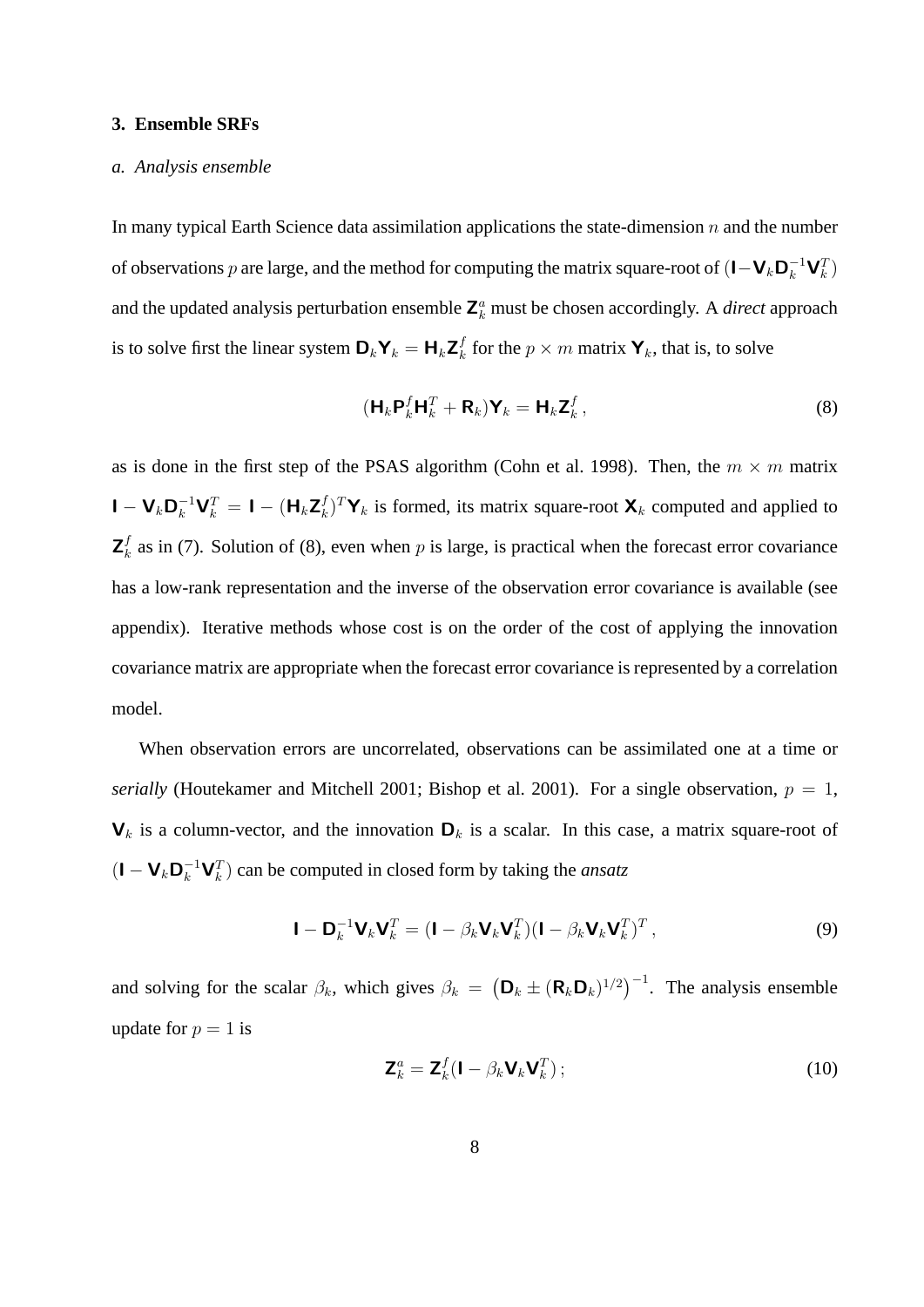## 3. Ensemble SRFs

### *a. Analysis ensemble*

In many typical Earth Science data assimilation applications the state-dimension $n$ and the number of observations $p$ are large, and the method for computing the matrix square-root of $(\mathbf{I}-\mathbf{V}_k\mathbf{D}_k^{-1}\mathbf{V}_k^T)$ and the updated analysis perturbation ensemble $\mathbf{Z}_k^a$ must be chosen accordingly. A *direct* approach is to solve first the linear system $\mathbf{D}_k\mathbf{Y}_k = \mathbf{H}_k\mathbf{Z}_k^f$ for the $p \times m$ matrix $\mathbf{Y}_k$, that is, to solve

$$(\mathbf{H}_k\mathbf{P}_k^f\mathbf{H}_k^T + \mathbf{R}_k)\mathbf{Y}_k = \mathbf{H}_k\mathbf{Z}_k^f \,, \tag{8}$$

as is done in the first step of the PSAS algorithm (Cohn et al. 1998). Then, the $m \times m$ matrix $\mathbf{I} - \mathbf{V}_k\mathbf{D}_k^{-1}\mathbf{V}_k^T = \mathbf{I} - (\mathbf{H}_k\mathbf{Z}_k^f)^T\mathbf{Y}_k$ is formed, its matrix square-root $\mathbf{X}_k$ computed and applied to $\mathbf{Z}_k^f$ as in (7). Solution of (8), even when $p$ is large, is practical when the forecast error covariance has a low-rank representation and the inverse of the observation error covariance is available (see appendix). Iterative methods whose cost is on the order of the cost of applying the innovation covariance matrix are appropriate when the forecast error covariance is represented by a correlation model.

When observation errors are uncorrelated, observations can be assimilated one at a time or *serially* (Houtekamer and Mitchell 2001; Bishop et al. 2001). For a single observation, $p = 1$, $\mathbf{V}_k$ is a column-vector, and the innovation $\mathbf{D}_k$ is a scalar. In this case, a matrix square-root of $(\mathbf{I} - \mathbf{V}_k\mathbf{D}_k^{-1}\mathbf{V}_k^T)$ can be computed in closed form by taking the *ansatz*

$$\mathbf{I} - \mathbf{D}_k^{-1}\mathbf{V}_k\mathbf{V}_k^T = (\mathbf{I} - \beta_k\mathbf{V}_k\mathbf{V}_k^T)(\mathbf{I} - \beta_k\mathbf{V}_k\mathbf{V}_k^T)^T \,, \tag{9}$$

and solving for the scalar $\beta_k$, which gives $\beta_k = \left(\mathbf{D}_k \pm (\mathbf{R}_k\mathbf{D}_k)^{1/2}\right)^{-1}$. The analysis ensemble update for $p = 1$ is

$$\mathbf{Z}_k^a = \mathbf{Z}_k^f(\mathbf{I} - \beta_k\mathbf{V}_k\mathbf{V}_k^T) \,; \tag{10}$$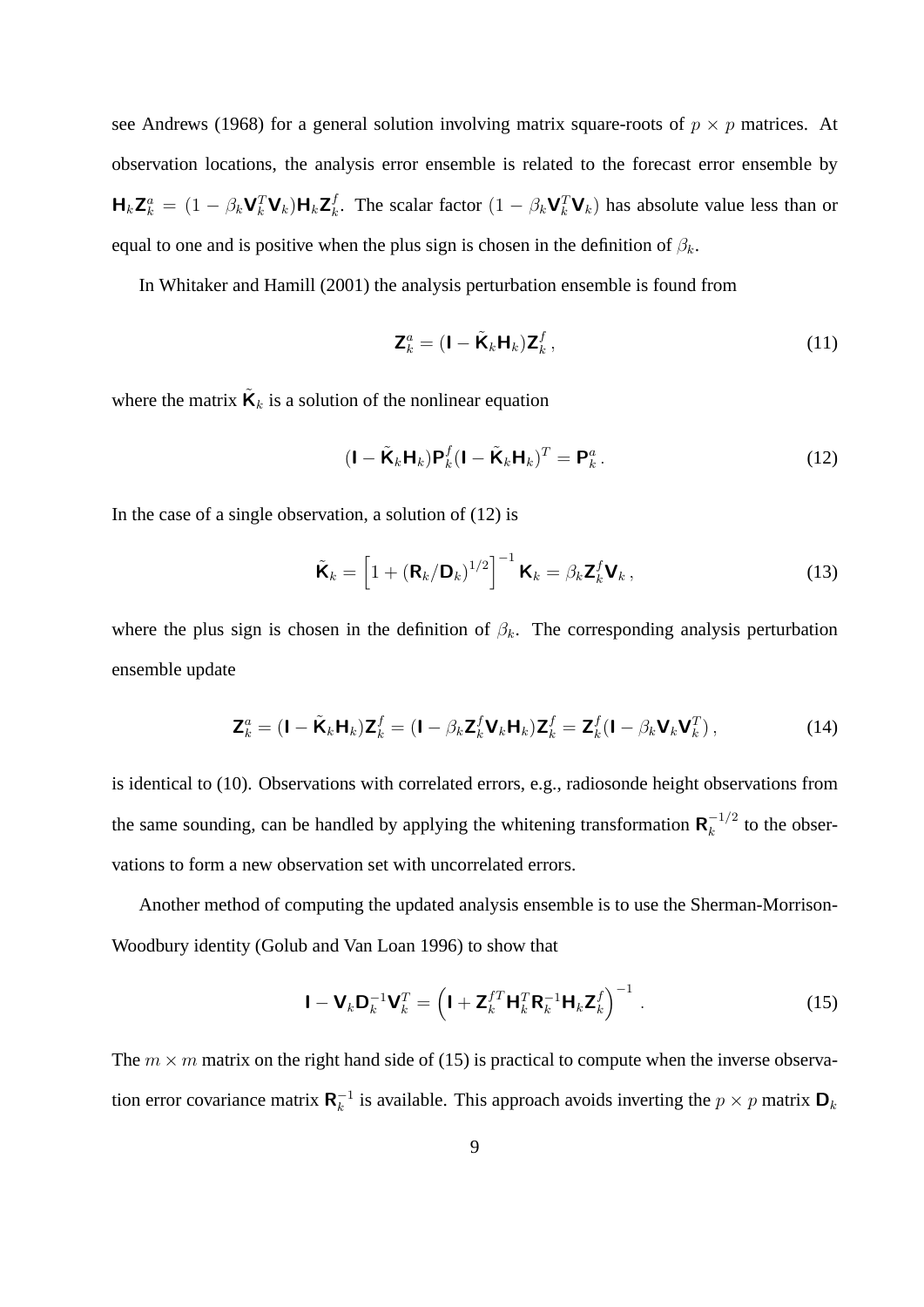see Andrews (1968) for a general solution involving matrix square-roots of $p \times p$ matrices. At observation locations, the analysis error ensemble is related to the forecast error ensemble by $\mathbf{H}_k \mathbf{Z}_k^a = (1 - \beta_k \mathbf{V}_k^T \mathbf{V}_k) \mathbf{H}_k \mathbf{Z}_k^f$. The scalar factor $(1 - \beta_k \mathbf{V}_k^T \mathbf{V}_k)$ has absolute value less than or equal to one and is positive when the plus sign is chosen in the definition of $\beta_k$.

In Whitaker and Hamill (2001) the analysis perturbation ensemble is found from

$$\mathbf{Z}_k^a = (\mathbf{I} - \tilde{\mathbf{K}}_k \mathbf{H}_k) \mathbf{Z}_k^f \,, \tag{11}$$

where the matrix $\tilde{\mathbf{K}}_k$ is a solution of the nonlinear equation

$$(\mathbf{I} - \tilde{\mathbf{K}}_k \mathbf{H}_k) \mathbf{P}_k^f (\mathbf{I} - \tilde{\mathbf{K}}_k \mathbf{H}_k)^T = \mathbf{P}_k^a \,. \tag{12}$$

In the case of a single observation, a solution of (12) is

$$\tilde{\mathbf{K}}_k = \left[ 1 + (\mathbf{R}_k / \mathbf{D}_k)^{1/2} \right]^{-1} \mathbf{K}_k = \beta_k \mathbf{Z}_k^f \mathbf{V}_k \,, \tag{13}$$

where the plus sign is chosen in the definition of $\beta_k$. The corresponding analysis perturbation ensemble update

$$\mathbf{Z}_k^a = (\mathbf{I} - \tilde{\mathbf{K}}_k \mathbf{H}_k) \mathbf{Z}_k^f = (\mathbf{I} - \beta_k \mathbf{Z}_k^f \mathbf{V}_k \mathbf{H}_k) \mathbf{Z}_k^f = \mathbf{Z}_k^f (\mathbf{I} - \beta_k \mathbf{V}_k \mathbf{V}_k^T) \,, \tag{14}$$

is identical to (10). Observations with correlated errors, e.g., radiosonde height observations from the same sounding, can be handled by applying the whitening transformation $\mathbf{R}_k^{-1/2}$ to the observations to form a new observation set with uncorrelated errors.

Another method of computing the updated analysis ensemble is to use the Sherman-Morrison-Woodbury identity (Golub and Van Loan 1996) to show that

$$\mathbf{I} - \mathbf{V}_k \mathbf{D}_k^{-1} \mathbf{V}_k^T = \left( \mathbf{I} + \mathbf{Z}_k^{fT} \mathbf{H}_k^T \mathbf{R}_k^{-1} \mathbf{H}_k \mathbf{Z}_k^f \right)^{-1} \,. \tag{15}$$

The $m \times m$ matrix on the right hand side of (15) is practical to compute when the inverse observation error covariance matrix $\mathbf{R}_k^{-1}$ is available. This approach avoids inverting the $p \times p$ matrix $\mathbf{D}_k$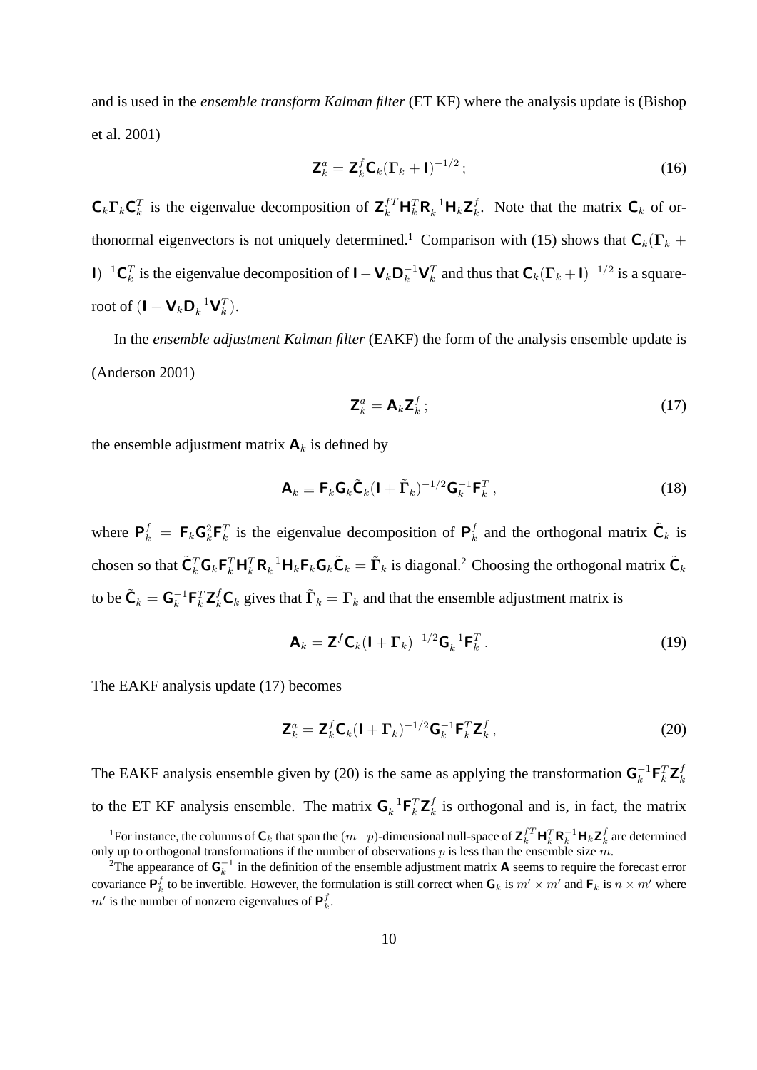and is used in the *ensemble transform Kalman filter* (ET KF) where the analysis update is (Bishop et al. 2001)

$$\mathbf{Z}^a_k = \mathbf{Z}^f_k \mathbf{C}_k (\Gamma_k + \mathbf{I})^{-1/2}\,; \tag{16}$$

$\mathbf{C}_k \Gamma_k \mathbf{C}_k^T$ is the eigenvalue decomposition of $\mathbf{Z}_k^{fT} \mathbf{H}_k^T \mathbf{R}_k^{-1} \mathbf{H}_k \mathbf{Z}_k^f$. Note that the matrix $\mathbf{C}_k$ of orthonormal eigenvectors is not uniquely determined.[1] Comparison with (15) shows that $\mathbf{C}_k(\Gamma_k + \mathbf{I})^{-1}\mathbf{C}_k^T$ is the eigenvalue decomposition of $\mathbf{I} - \mathbf{V}_k \mathbf{D}_k^{-1} \mathbf{V}_k^T$ and thus that $\mathbf{C}_k(\Gamma_k + \mathbf{I})^{-1/2}$ is a square-root of $(\mathbf{I} - \mathbf{V}_k \mathbf{D}_k^{-1} \mathbf{V}_k^T)$.

In the *ensemble adjustment Kalman filter* (EAKF) the form of the analysis ensemble update is (Anderson 2001)

$$\mathbf{Z}^a_k = \mathbf{A}_k \mathbf{Z}^f_k\,; \tag{17}$$

the ensemble adjustment matrix $\mathbf{A}_k$ is defined by

$$\mathbf{A}_k \equiv \mathbf{F}_k \mathbf{G}_k \tilde{\mathbf{C}}_k (\mathbf{I} + \tilde{\Gamma}_k)^{-1/2} \mathbf{G}_k^{-1} \mathbf{F}_k^T\,, \tag{18}$$

where $\mathbf{P}_k^f = \mathbf{F}_k \mathbf{G}_k^2 \mathbf{F}_k^T$ is the eigenvalue decomposition of $\mathbf{P}_k^f$ and the orthogonal matrix $\tilde{\mathbf{C}}_k$ is chosen so that $\tilde{\mathbf{C}}_k^T \mathbf{G}_k \mathbf{F}_k^T \mathbf{H}_k^T \mathbf{R}_k^{-1} \mathbf{H}_k \mathbf{F}_k \mathbf{G}_k \tilde{\mathbf{C}}_k = \tilde{\Gamma}_k$ is diagonal.[2] Choosing the orthogonal matrix $\tilde{\mathbf{C}}_k$ to be $\tilde{\mathbf{C}}_k = \mathbf{G}_k^{-1} \mathbf{F}_k^T \mathbf{Z}_k^f \mathbf{C}_k$ gives that $\tilde{\Gamma}_k = \Gamma_k$ and that the ensemble adjustment matrix is

$$\mathbf{A}_k = \mathbf{Z}^f \mathbf{C}_k (\mathbf{I} + \Gamma_k)^{-1/2} \mathbf{G}_k^{-1} \mathbf{F}_k^T\,. \tag{19}$$

The EAKF analysis update (17) becomes

$$\mathbf{Z}^a_k = \mathbf{Z}^f_k \mathbf{C}_k (\mathbf{I} + \Gamma_k)^{-1/2} \mathbf{G}_k^{-1} \mathbf{F}_k^T \mathbf{Z}^f_k\,, \tag{20}$$

The EAKF analysis ensemble given by (20) is the same as applying the transformation $\mathbf{G}_k^{-1} \mathbf{F}_k^T \mathbf{Z}_k^f$ to the ET KF analysis ensemble. The matrix $\mathbf{G}_k^{-1} \mathbf{F}_k^T \mathbf{Z}_k^f$ is orthogonal and is, in fact, the matrix

---

[1] For instance, the columns of $\mathbf{C}_k$ that span the $(m-p)$-dimensional null-space of $\mathbf{Z}_k^{fT} \mathbf{H}_k^T \mathbf{R}_k^{-1} \mathbf{H}_k \mathbf{Z}_k^f$ are determined only up to orthogonal transformations if the number of observations $p$ is less than the ensemble size $m$.

[2] The appearance of $\mathbf{G}_k^{-1}$ in the definition of the ensemble adjustment matrix $\mathbf{A}$ seems to require the forecast error covariance $\mathbf{P}_k^f$ to be invertible. However, the formulation is still correct when $\mathbf{G}_k$ is $m' \times m'$ and $\mathbf{F}_k$ is $n \times m'$ where $m'$ is the number of nonzero eigenvalues of $\mathbf{P}_k^f$.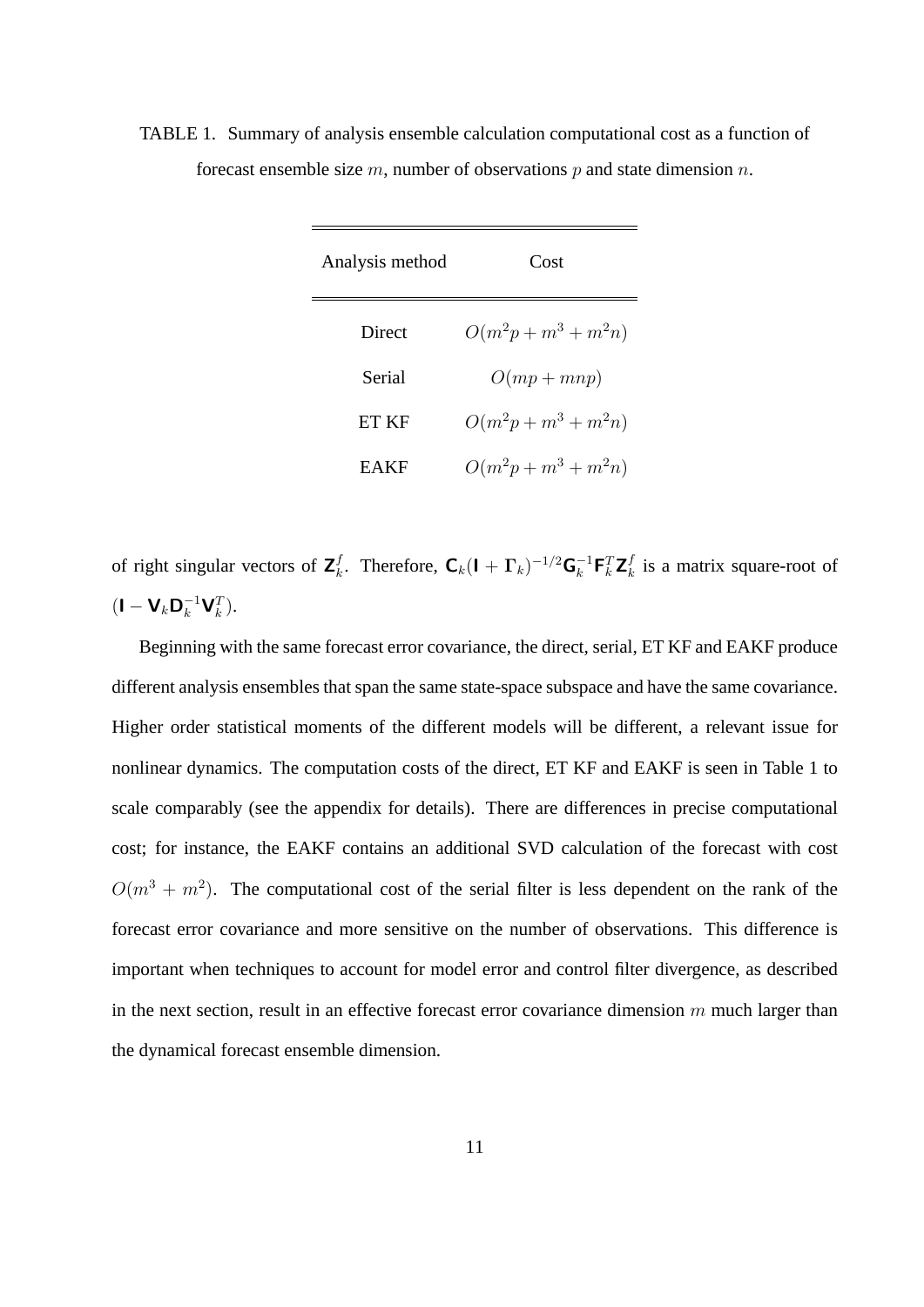TABLE 1. Summary of analysis ensemble calculation computational cost as a function of forecast ensemble size $m$, number of observations $p$ and state dimension $n$.

| Analysis method | Cost |
|---|---|
| Direct | $O(m^2p + m^3 + m^2n)$ |
| Serial | $O(mp + mnp)$ |
| ET KF | $O(m^2p + m^3 + m^2n)$ |
| EAKF | $O(m^2p + m^3 + m^2n)$ |

of right singular vectors of $\mathbf{Z}_k^f$. Therefore, $\mathbf{C}_k(\mathbf{I} + \Gamma_k)^{-1/2}\mathbf{G}_k^{-1}\mathbf{F}_k^T\mathbf{Z}_k^f$ is a matrix square-root of $(\mathbf{I} - \mathbf{V}_k\mathbf{D}_k^{-1}\mathbf{V}_k^T)$.

Beginning with the same forecast error covariance, the direct, serial, ET KF and EAKF produce different analysis ensembles that span the same state-space subspace and have the same covariance. Higher order statistical moments of the different models will be different, a relevant issue for nonlinear dynamics. The computation costs of the direct, ET KF and EAKF is seen in Table 1 to scale comparably (see the appendix for details). There are differences in precise computational cost; for instance, the EAKF contains an additional SVD calculation of the forecast with cost $O(m^3 + m^2)$. The computational cost of the serial filter is less dependent on the rank of the forecast error covariance and more sensitive on the number of observations. This difference is important when techniques to account for model error and control filter divergence, as described in the next section, result in an effective forecast error covariance dimension $m$ much larger than the dynamical forecast ensemble dimension.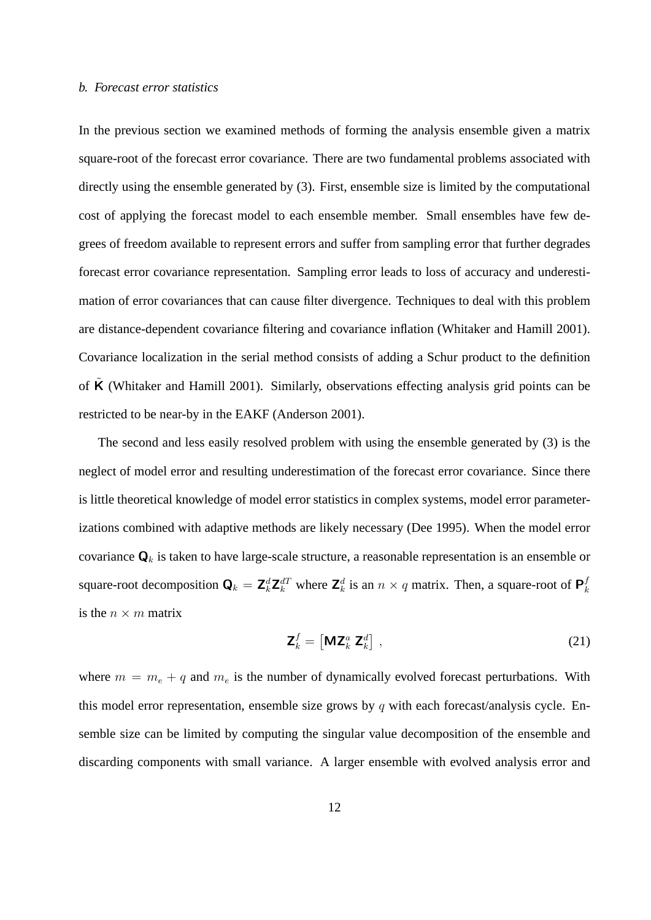### b. *Forecast error statistics*

In the previous section we examined methods of forming the analysis ensemble given a matrix square-root of the forecast error covariance. There are two fundamental problems associated with directly using the ensemble generated by (3). First, ensemble size is limited by the computational cost of applying the forecast model to each ensemble member. Small ensembles have few degrees of freedom available to represent errors and suffer from sampling error that further degrades forecast error covariance representation. Sampling error leads to loss of accuracy and underestimation of error covariances that can cause filter divergence. Techniques to deal with this problem are distance-dependent covariance filtering and covariance inflation (Whitaker and Hamill 2001). Covariance localization in the serial method consists of adding a Schur product to the definition of $\tilde{\mathbf{K}}$ (Whitaker and Hamill 2001). Similarly, observations effecting analysis grid points can be restricted to be near-by in the EAKF (Anderson 2001).

The second and less easily resolved problem with using the ensemble generated by (3) is the neglect of model error and resulting underestimation of the forecast error covariance. Since there is little theoretical knowledge of model error statistics in complex systems, model error parameterizations combined with adaptive methods are likely necessary (Dee 1995). When the model error covariance $\mathbf{Q}_k$ is taken to have large-scale structure, a reasonable representation is an ensemble or square-root decomposition $\mathbf{Q}_k = \mathbf{Z}_k^d \mathbf{Z}_k^{dT}$ where $\mathbf{Z}_k^d$ is an $n \times q$ matrix. Then, a square-root of $\mathbf{P}_k^f$ is the $n \times m$ matrix

$$\mathbf{Z}_k^f = \left[ \mathbf{M}\mathbf{Z}_k^a \; \mathbf{Z}_k^d \right] , \tag{21}$$

where $m = m_e + q$ and $m_e$ is the number of dynamically evolved forecast perturbations. With this model error representation, ensemble size grows by $q$ with each forecast/analysis cycle. Ensemble size can be limited by computing the singular value decomposition of the ensemble and discarding components with small variance. A larger ensemble with evolved analysis error and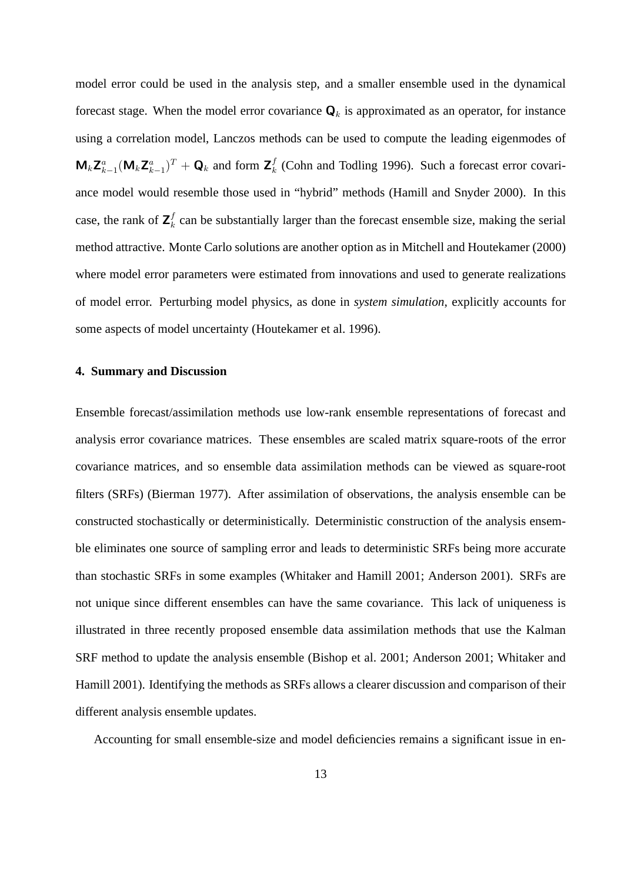model error could be used in the analysis step, and a smaller ensemble used in the dynamical forecast stage. When the model error covariance $\mathbf{Q}_k$ is approximated as an operator, for instance using a correlation model, Lanczos methods can be used to compute the leading eigenmodes of $\mathbf{M}_k\mathbf{Z}^a_{k-1}(\mathbf{M}_k\mathbf{Z}^a_{k-1})^T + \mathbf{Q}_k$ and form $\mathbf{Z}^f_k$ (Cohn and Todling 1996). Such a forecast error covariance model would resemble those used in "hybrid" methods (Hamill and Snyder 2000). In this case, the rank of $\mathbf{Z}^f_k$ can be substantially larger than the forecast ensemble size, making the serial method attractive. Monte Carlo solutions are another option as in Mitchell and Houtekamer (2000) where model error parameters were estimated from innovations and used to generate realizations of model error. Perturbing model physics, as done in *system simulation*, explicitly accounts for some aspects of model uncertainty (Houtekamer et al. 1996).

## 4. Summary and Discussion

Ensemble forecast/assimilation methods use low-rank ensemble representations of forecast and analysis error covariance matrices. These ensembles are scaled matrix square-roots of the error covariance matrices, and so ensemble data assimilation methods can be viewed as square-root filters (SRFs) (Bierman 1977). After assimilation of observations, the analysis ensemble can be constructed stochastically or deterministically. Deterministic construction of the analysis ensemble eliminates one source of sampling error and leads to deterministic SRFs being more accurate than stochastic SRFs in some examples (Whitaker and Hamill 2001; Anderson 2001). SRFs are not unique since different ensembles can have the same covariance. This lack of uniqueness is illustrated in three recently proposed ensemble data assimilation methods that use the Kalman SRF method to update the analysis ensemble (Bishop et al. 2001; Anderson 2001; Whitaker and Hamill 2001). Identifying the methods as SRFs allows a clearer discussion and comparison of their different analysis ensemble updates.

Accounting for small ensemble-size and model deficiencies remains a significant issue in en-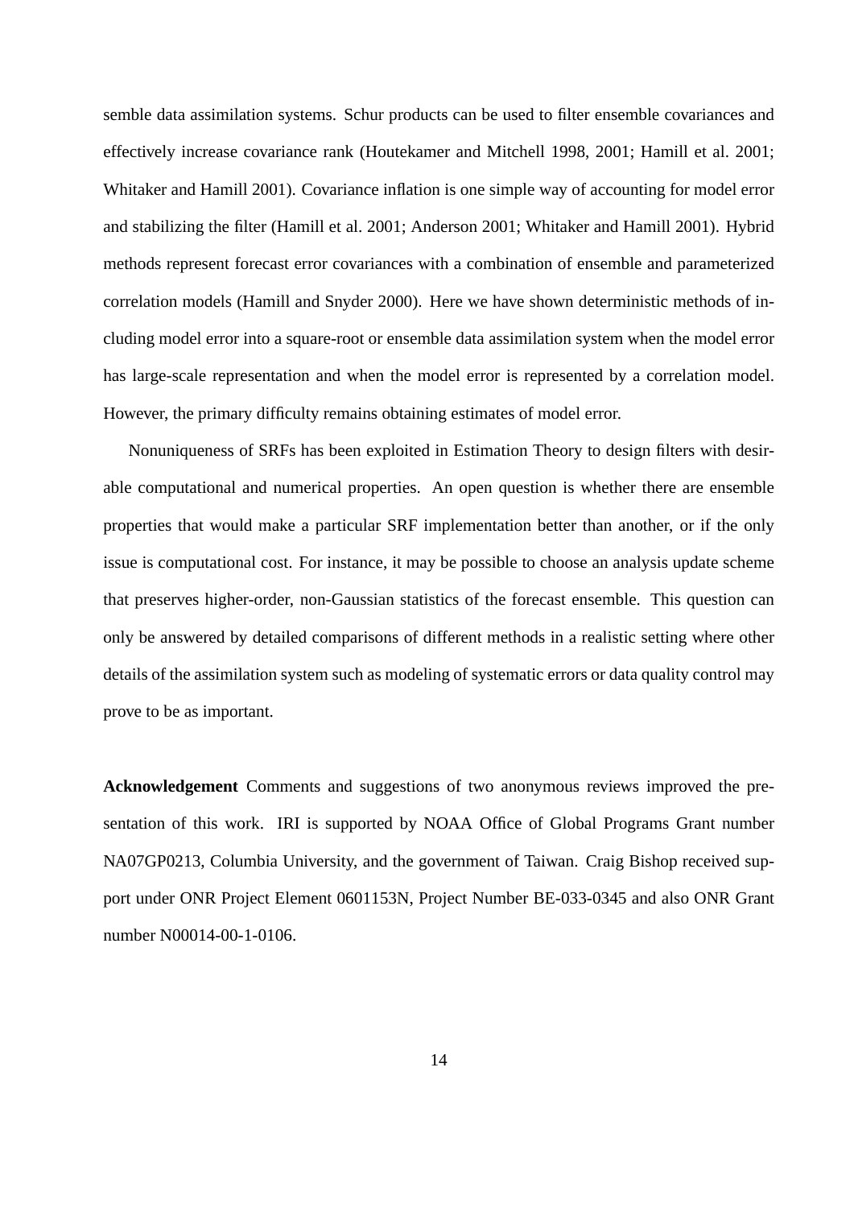semble data assimilation systems. Schur products can be used to filter ensemble covariances and effectively increase covariance rank (Houtekamer and Mitchell 1998, 2001; Hamill et al. 2001; Whitaker and Hamill 2001). Covariance inflation is one simple way of accounting for model error and stabilizing the filter (Hamill et al. 2001; Anderson 2001; Whitaker and Hamill 2001). Hybrid methods represent forecast error covariances with a combination of ensemble and parameterized correlation models (Hamill and Snyder 2000). Here we have shown deterministic methods of including model error into a square-root or ensemble data assimilation system when the model error has large-scale representation and when the model error is represented by a correlation model. However, the primary difficulty remains obtaining estimates of model error.

Nonuniqueness of SRFs has been exploited in Estimation Theory to design filters with desirable computational and numerical properties. An open question is whether there are ensemble properties that would make a particular SRF implementation better than another, or if the only issue is computational cost. For instance, it may be possible to choose an analysis update scheme that preserves higher-order, non-Gaussian statistics of the forecast ensemble. This question can only be answered by detailed comparisons of different methods in a realistic setting where other details of the assimilation system such as modeling of systematic errors or data quality control may prove to be as important.

**Acknowledgement** Comments and suggestions of two anonymous reviews improved the presentation of this work. IRI is supported by NOAA Office of Global Programs Grant number NA07GP0213, Columbia University, and the government of Taiwan. Craig Bishop received support under ONR Project Element 0601153N, Project Number BE-033-0345 and also ONR Grant number N00014-00-1-0106.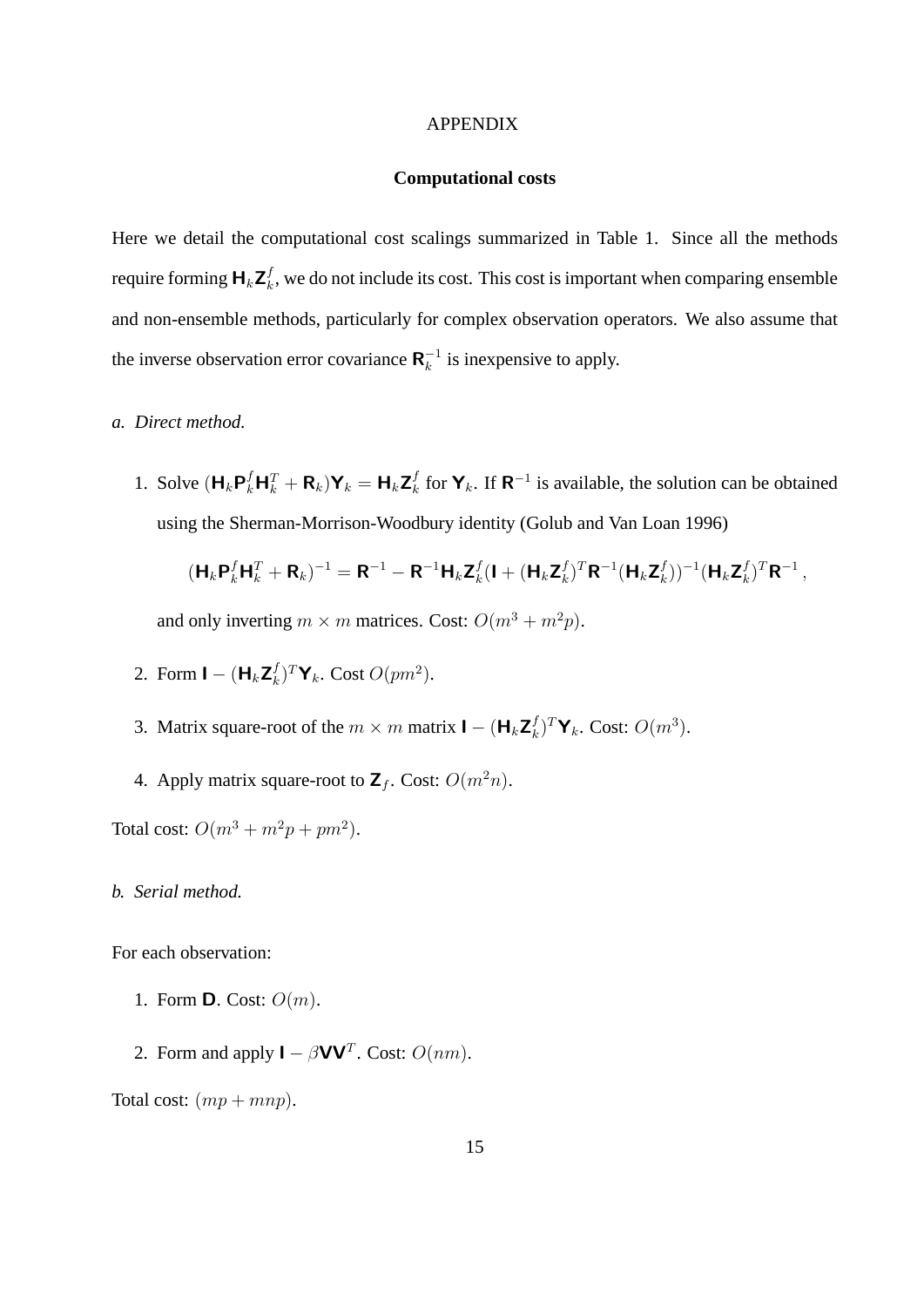# APPENDIX

## Computational costs

Here we detail the computational cost scalings summarized in Table 1. Since all the methods require forming $\mathbf{H}_k\mathbf{Z}_k^f$, we do not include its cost. This cost is important when comparing ensemble and non-ensemble methods, particularly for complex observation operators. We also assume that the inverse observation error covariance $\mathbf{R}_k^{-1}$ is inexpensive to apply.

*a. Direct method.*

1. Solve $(\mathbf{H}_k\mathbf{P}_k^f\mathbf{H}_k^T + \mathbf{R}_k)\mathbf{Y}_k = \mathbf{H}_k\mathbf{Z}_k^f$ for $\mathbf{Y}_k$. If $\mathbf{R}^{-1}$ is available, the solution can be obtained using the Sherman-Morrison-Woodbury identity (Golub and Van Loan 1996)

   $$(\mathbf{H}_k\mathbf{P}_k^f\mathbf{H}_k^T + \mathbf{R}_k)^{-1} = \mathbf{R}^{-1} - \mathbf{R}^{-1}\mathbf{H}_k\mathbf{Z}_k^f(\mathbf{I} + (\mathbf{H}_k\mathbf{Z}_k^f)^T\mathbf{R}^{-1}(\mathbf{H}_k\mathbf{Z}_k^f))^{-1}(\mathbf{H}_k\mathbf{Z}_k^f)^T\mathbf{R}^{-1}\,,$$

   and only inverting $m \times m$ matrices. Cost: $O(m^3 + m^2p)$.

2. Form $\mathbf{I} - (\mathbf{H}_k\mathbf{Z}_k^f)^T\mathbf{Y}_k$. Cost $O(pm^2)$.

3. Matrix square-root of the $m \times m$ matrix $\mathbf{I} - (\mathbf{H}_k\mathbf{Z}_k^f)^T\mathbf{Y}_k$. Cost: $O(m^3)$.

4. Apply matrix square-root to $\mathbf{Z}_f$. Cost: $O(m^2n)$.

Total cost: $O(m^3 + m^2p + pm^2)$.

*b. Serial method.*

For each observation:

1. Form $\mathbf{D}$. Cost: $O(m)$.

2. Form and apply $\mathbf{I} - \beta\mathbf{V}\mathbf{V}^T$. Cost: $O(nm)$.

Total cost: $(mp + mnp)$.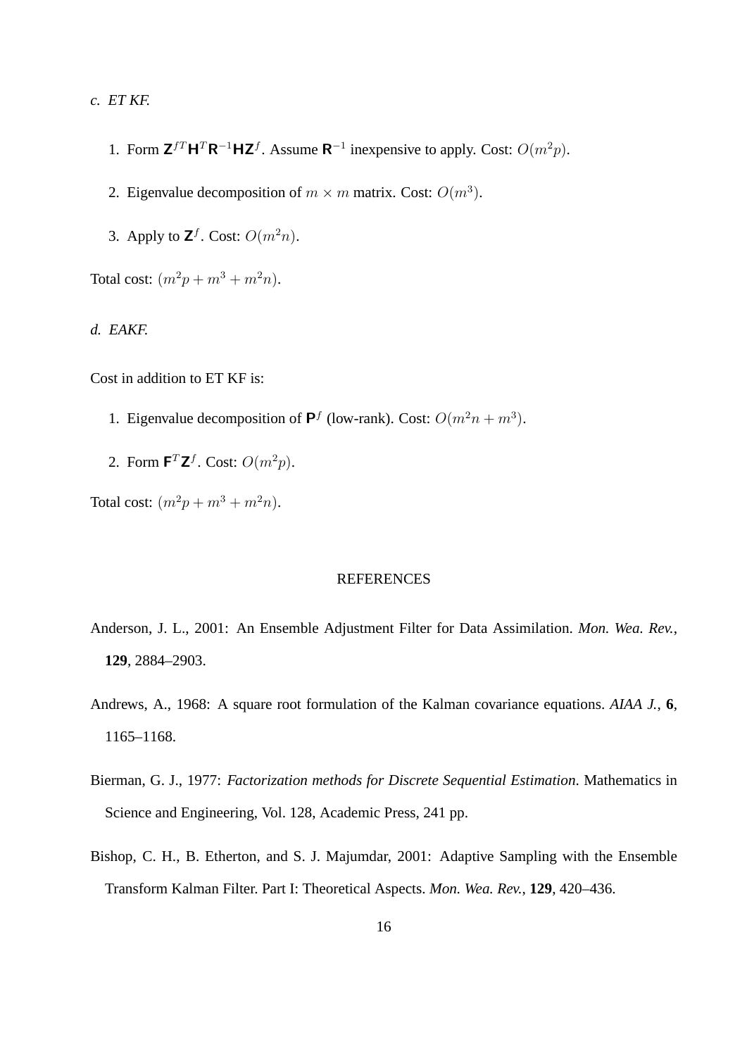*c. ET KF.*

1. Form $\mathbf{Z}^{fT}\mathbf{H}^T\mathbf{R}^{-1}\mathbf{H}\mathbf{Z}^f$. Assume $\mathbf{R}^{-1}$ inexpensive to apply. Cost: $O(m^2p)$.

2. Eigenvalue decomposition of $m \times m$ matrix. Cost: $O(m^3)$.

3. Apply to $\mathbf{Z}^f$. Cost: $O(m^2n)$.

Total cost: $(m^2p + m^3 + m^2n)$.

*d. EAKF.*

Cost in addition to ET KF is:

1. Eigenvalue decomposition of $\mathbf{P}^f$ (low-rank). Cost: $O(m^2n + m^3)$.

2. Form $\mathbf{F}^T\mathbf{Z}^f$. Cost: $O(m^2p)$.

Total cost: $(m^2p + m^3 + m^2n)$.

## REFERENCES

Anderson, J. L., 2001: An Ensemble Adjustment Filter for Data Assimilation. *Mon. Wea. Rev.*, **129**, 2884–2903.

Andrews, A., 1968: A square root formulation of the Kalman covariance equations. *AIAA J.*, **6**, 1165–1168.

Bierman, G. J., 1977: *Factorization methods for Discrete Sequential Estimation*. Mathematics in Science and Engineering, Vol. 128, Academic Press, 241 pp.

Bishop, C. H., B. Etherton, and S. J. Majumdar, 2001: Adaptive Sampling with the Ensemble Transform Kalman Filter. Part I: Theoretical Aspects. *Mon. Wea. Rev.*, **129**, 420–436.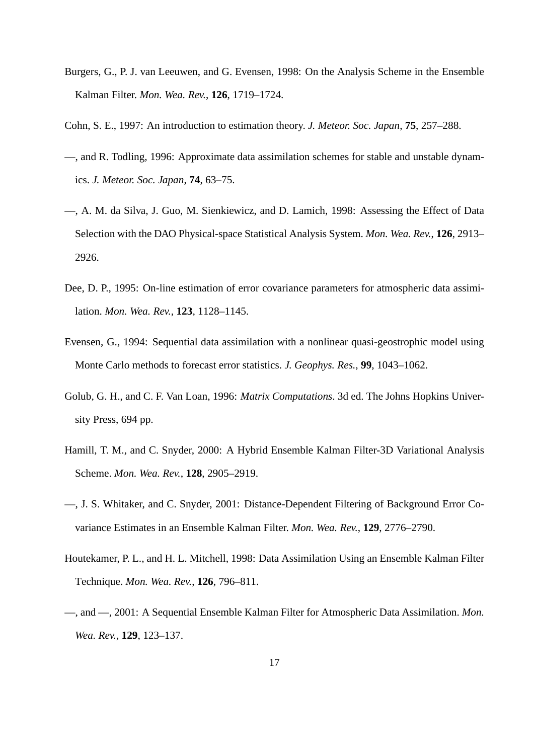Burgers, G., P. J. van Leeuwen, and G. Evensen, 1998: On the Analysis Scheme in the Ensemble Kalman Filter. *Mon. Wea. Rev.*, **126**, 1719–1724.

Cohn, S. E., 1997: An introduction to estimation theory. *J. Meteor. Soc. Japan*, **75**, 257–288.

—, and R. Todling, 1996: Approximate data assimilation schemes for stable and unstable dynamics. *J. Meteor. Soc. Japan*, **74**, 63–75.

—, A. M. da Silva, J. Guo, M. Sienkiewicz, and D. Lamich, 1998: Assessing the Effect of Data Selection with the DAO Physical-space Statistical Analysis System. *Mon. Wea. Rev.*, **126**, 2913–2926.

Dee, D. P., 1995: On-line estimation of error covariance parameters for atmospheric data assimilation. *Mon. Wea. Rev.*, **123**, 1128–1145.

Evensen, G., 1994: Sequential data assimilation with a nonlinear quasi-geostrophic model using Monte Carlo methods to forecast error statistics. *J. Geophys. Res.*, **99**, 1043–1062.

Golub, G. H., and C. F. Van Loan, 1996: *Matrix Computations*. 3d ed. The Johns Hopkins University Press, 694 pp.

Hamill, T. M., and C. Snyder, 2000: A Hybrid Ensemble Kalman Filter-3D Variational Analysis Scheme. *Mon. Wea. Rev.*, **128**, 2905–2919.

—, J. S. Whitaker, and C. Snyder, 2001: Distance-Dependent Filtering of Background Error Covariance Estimates in an Ensemble Kalman Filter. *Mon. Wea. Rev.*, **129**, 2776–2790.

Houtekamer, P. L., and H. L. Mitchell, 1998: Data Assimilation Using an Ensemble Kalman Filter Technique. *Mon. Wea. Rev.*, **126**, 796–811.

—, and —, 2001: A Sequential Ensemble Kalman Filter for Atmospheric Data Assimilation. *Mon. Wea. Rev.*, **129**, 123–137.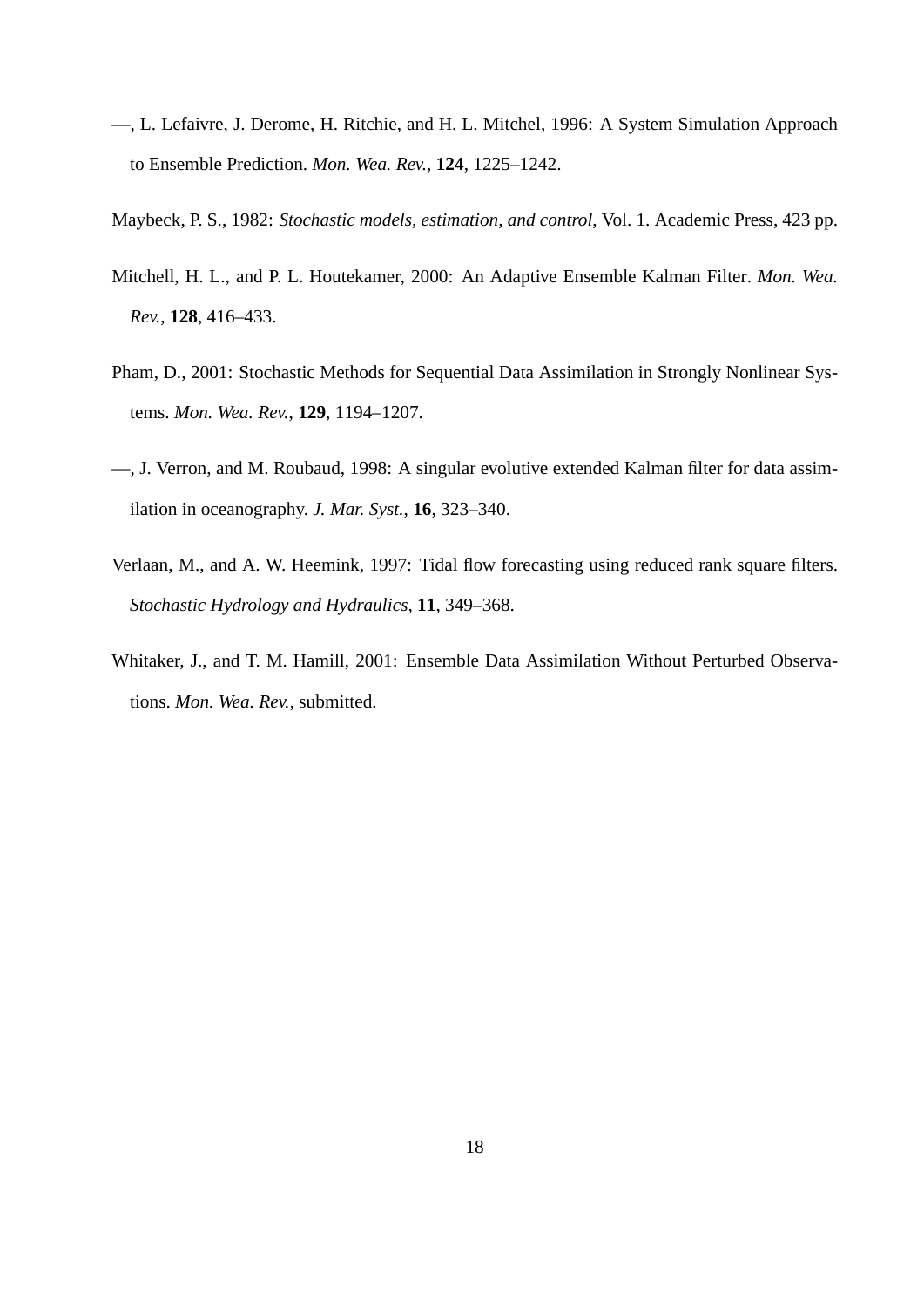—, L. Lefaivre, J. Derome, H. Ritchie, and H. L. Mitchel, 1996: A System Simulation Approach to Ensemble Prediction. *Mon. Wea. Rev.*, **124**, 1225–1242.

Maybeck, P. S., 1982: *Stochastic models, estimation, and control*, Vol. 1. Academic Press, 423 pp.

Mitchell, H. L., and P. L. Houtekamer, 2000: An Adaptive Ensemble Kalman Filter. *Mon. Wea. Rev.*, **128**, 416–433.

Pham, D., 2001: Stochastic Methods for Sequential Data Assimilation in Strongly Nonlinear Systems. *Mon. Wea. Rev.*, **129**, 1194–1207.

—, J. Verron, and M. Roubaud, 1998: A singular evolutive extended Kalman filter for data assimilation in oceanography. *J. Mar. Syst.*, **16**, 323–340.

Verlaan, M., and A. W. Heemink, 1997: Tidal flow forecasting using reduced rank square filters. *Stochastic Hydrology and Hydraulics*, **11**, 349–368.

Whitaker, J., and T. M. Hamill, 2001: Ensemble Data Assimilation Without Perturbed Observations. *Mon. Wea. Rev.*, submitted.